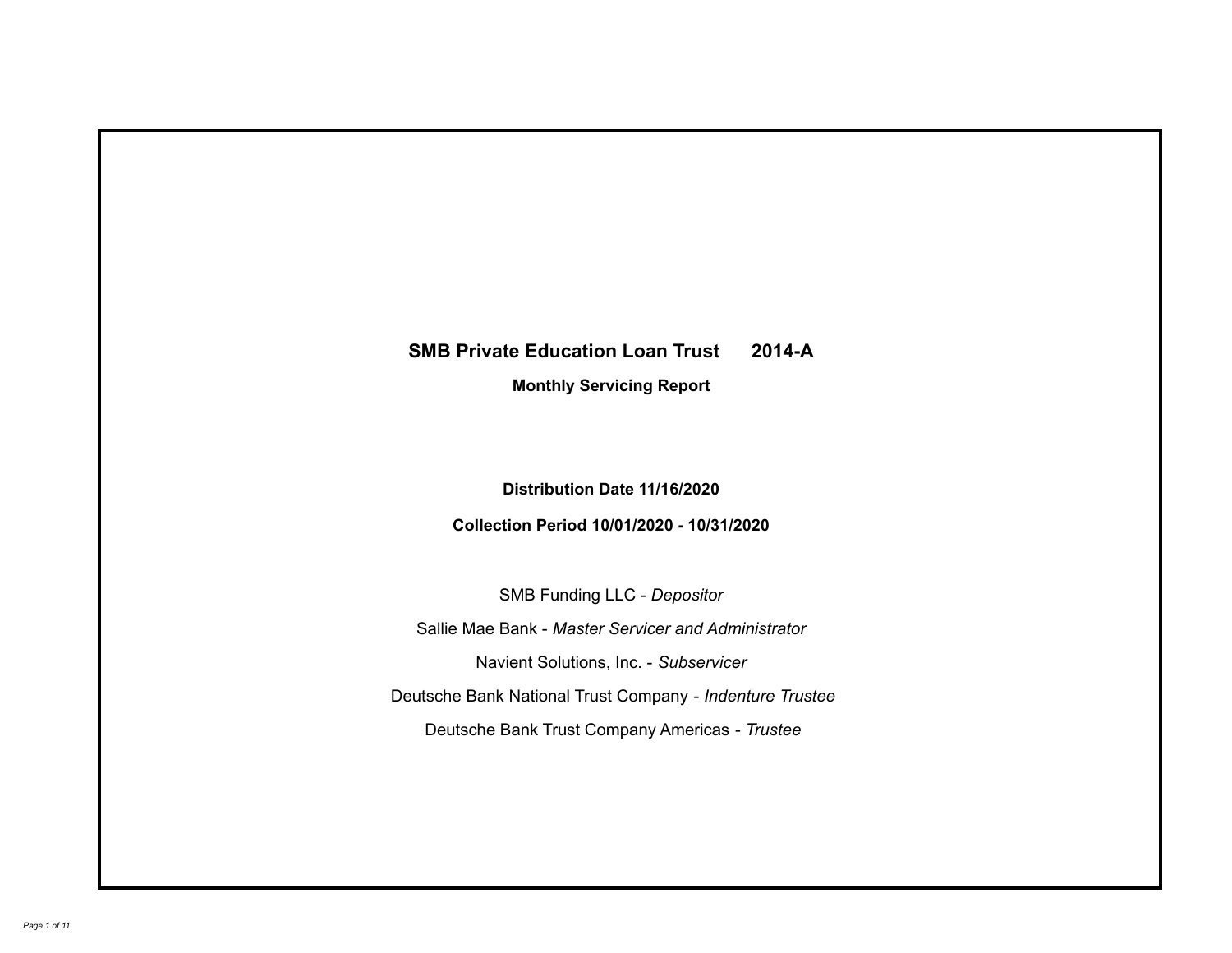# SMB Private Education Loan Trust 2014-A

## Monthly Servicing Report

**Distribution Date 11/16/2020**

**Collection Period 10/01/2020 - 10/31/2020**

SMB Funding LLC - *Depositor*

Sallie Mae Bank - *Master Servicer and Administrator*

Navient Solutions, Inc. - *Subservicer*

Deutsche Bank National Trust Company - *Indenture Trustee*

Deutsche Bank Trust Company Americas - *Trustee*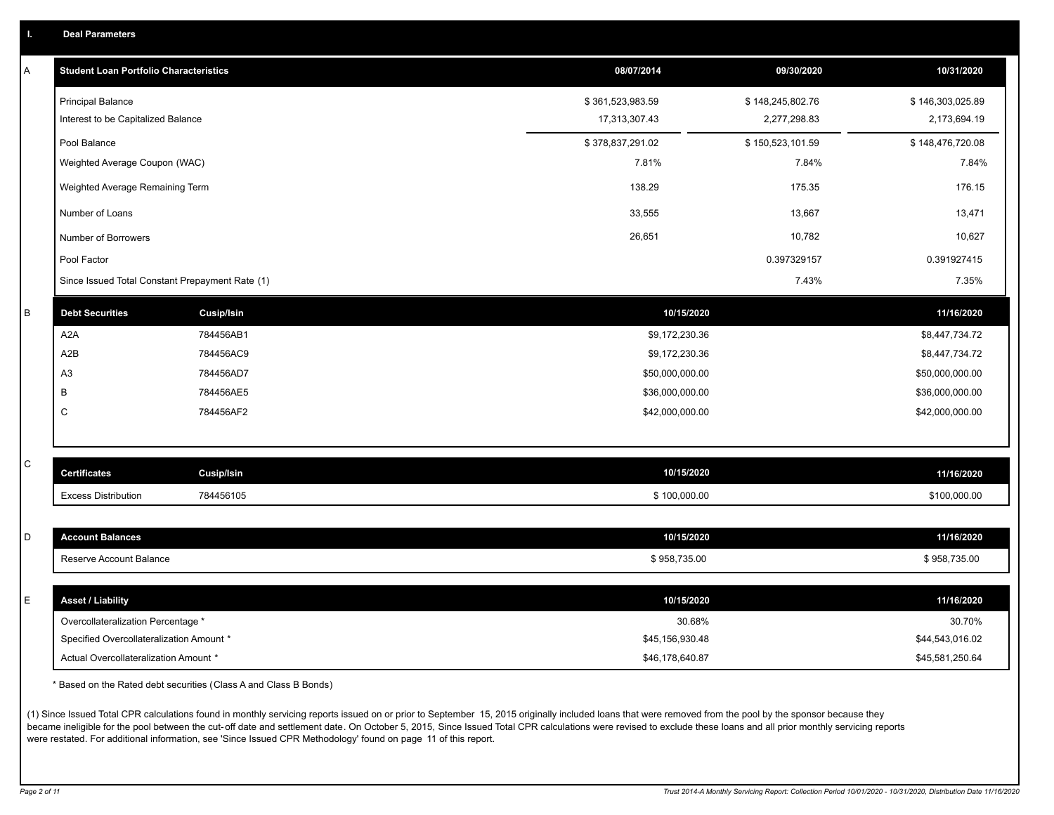## I. Deal Parameters

### A

| Student Loan Portfolio Characteristics | 08/07/2014 | 09/30/2020 | 10/31/2020 |
|---|---|---|---|
| Principal Balance | $ 361,523,983.59 | $ 148,245,802.76 | $ 146,303,025.89 |
| Interest to be Capitalized Balance | 17,313,307.43 | 2,277,298.83 | 2,173,694.19 |
| Pool Balance | $ 378,837,291.02 | $ 150,523,101.59 | $ 148,476,720.08 |
| Weighted Average Coupon (WAC) | 7.81% | 7.84% | 7.84% |
| Weighted Average Remaining Term | 138.29 | 175.35 | 176.15 |
| Number of Loans | 33,555 | 13,667 | 13,471 |
| Number of Borrowers | 26,651 | 10,782 | 10,627 |
| Pool Factor | | 0.397329157 | 0.391927415 |
| Since Issued Total Constant Prepayment Rate (1) | | 7.43% | 7.35% |

### B

| Debt Securities | Cusip/Isin | 10/15/2020 | 11/16/2020 |
|---|---|---|---|
| A2A | 784456AB1 | $9,172,230.36 | $8,447,734.72 |
| A2B | 784456AC9 | $9,172,230.36 | $8,447,734.72 |
| A3 | 784456AD7 | $50,000,000.00 | $50,000,000.00 |
| B | 784456AE5 | $36,000,000.00 | $36,000,000.00 |
| C | 784456AF2 | $42,000,000.00 | $42,000,000.00 |

### C

| Certificates | Cusip/Isin | 10/15/2020 | 11/16/2020 |
|---|---|---|---|
| Excess Distribution | 784456105 | $ 100,000.00 | $100,000.00 |

### D

| Account Balances | 10/15/2020 | 11/16/2020 |
|---|---|---|
| Reserve Account Balance | $ 958,735.00 | $ 958,735.00 |

### E

| Asset / Liability | 10/15/2020 | 11/16/2020 |
|---|---|---|
| Overcollateralization Percentage * | 30.68% | 30.70% |
| Specified Overcollateralization Amount * | $45,156,930.48 | $44,543,016.02 |
| Actual Overcollateralization Amount * | $46,178,640.87 | $45,581,250.64 |

* Based on the Rated debt securities (Class A and Class B Bonds)

(1) Since Issued Total CPR calculations found in monthly servicing reports issued on or prior to September 15, 2015 originally included loans that were removed from the pool by the sponsor because they became ineligible for the pool between the cut-off date and settlement date. On October 5, 2015, Since Issued Total CPR calculations were revised to exclude these loans and all prior monthly servicing reports were restated. For additional information, see 'Since Issued CPR Methodology' found on page 11 of this report.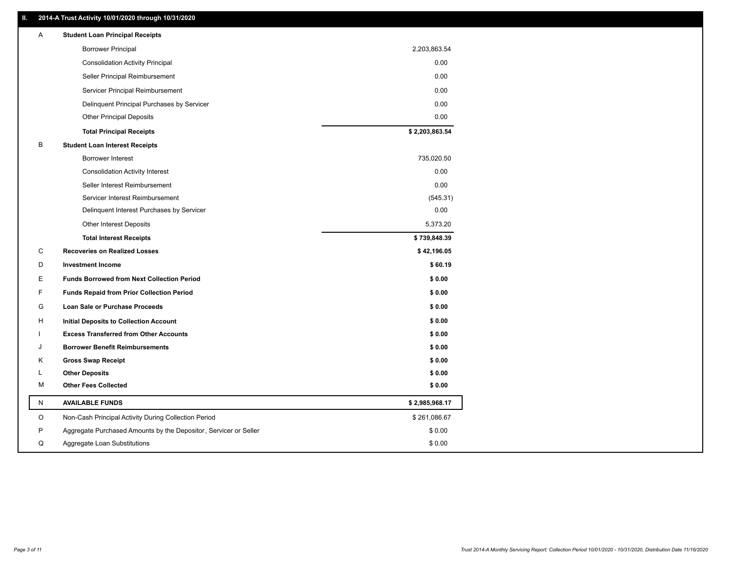## II. 2014-A Trust Activity 10/01/2020 through 10/31/2020

| | | |
|---|---|---|
| A | **Student Loan Principal Receipts** | |
| | Borrower Principal | 2,203,863.54 |
| | Consolidation Activity Principal | 0.00 |
| | Seller Principal Reimbursement | 0.00 |
| | Servicer Principal Reimbursement | 0.00 |
| | Delinquent Principal Purchases by Servicer | 0.00 |
| | Other Principal Deposits | 0.00 |
| | **Total Principal Receipts** | **$ 2,203,863.54** |
| B | **Student Loan Interest Receipts** | |
| | Borrower Interest | 735,020.50 |
| | Consolidation Activity Interest | 0.00 |
| | Seller Interest Reimbursement | 0.00 |
| | Servicer Interest Reimbursement | (545.31) |
| | Delinquent Interest Purchases by Servicer | 0.00 |
| | Other Interest Deposits | 5,373.20 |
| | **Total Interest Receipts** | **$ 739,848.39** |
| C | **Recoveries on Realized Losses** | **$ 42,196.05** |
| D | **Investment Income** | **$ 60.19** |
| E | **Funds Borrowed from Next Collection Period** | **$ 0.00** |
| F | **Funds Repaid from Prior Collection Period** | **$ 0.00** |
| G | **Loan Sale or Purchase Proceeds** | **$ 0.00** |
| H | **Initial Deposits to Collection Account** | **$ 0.00** |
| I | **Excess Transferred from Other Accounts** | **$ 0.00** |
| J | **Borrower Benefit Reimbursements** | **$ 0.00** |
| K | **Gross Swap Receipt** | **$ 0.00** |
| L | **Other Deposits** | **$ 0.00** |
| M | **Other Fees Collected** | **$ 0.00** |
| N | **AVAILABLE FUNDS** | **$ 2,985,968.17** |
| O | Non-Cash Principal Activity During Collection Period | $ 261,086.67 |
| P | Aggregate Purchased Amounts by the Depositor, Servicer or Seller | $ 0.00 |
| Q | Aggregate Loan Substitutions | $ 0.00 |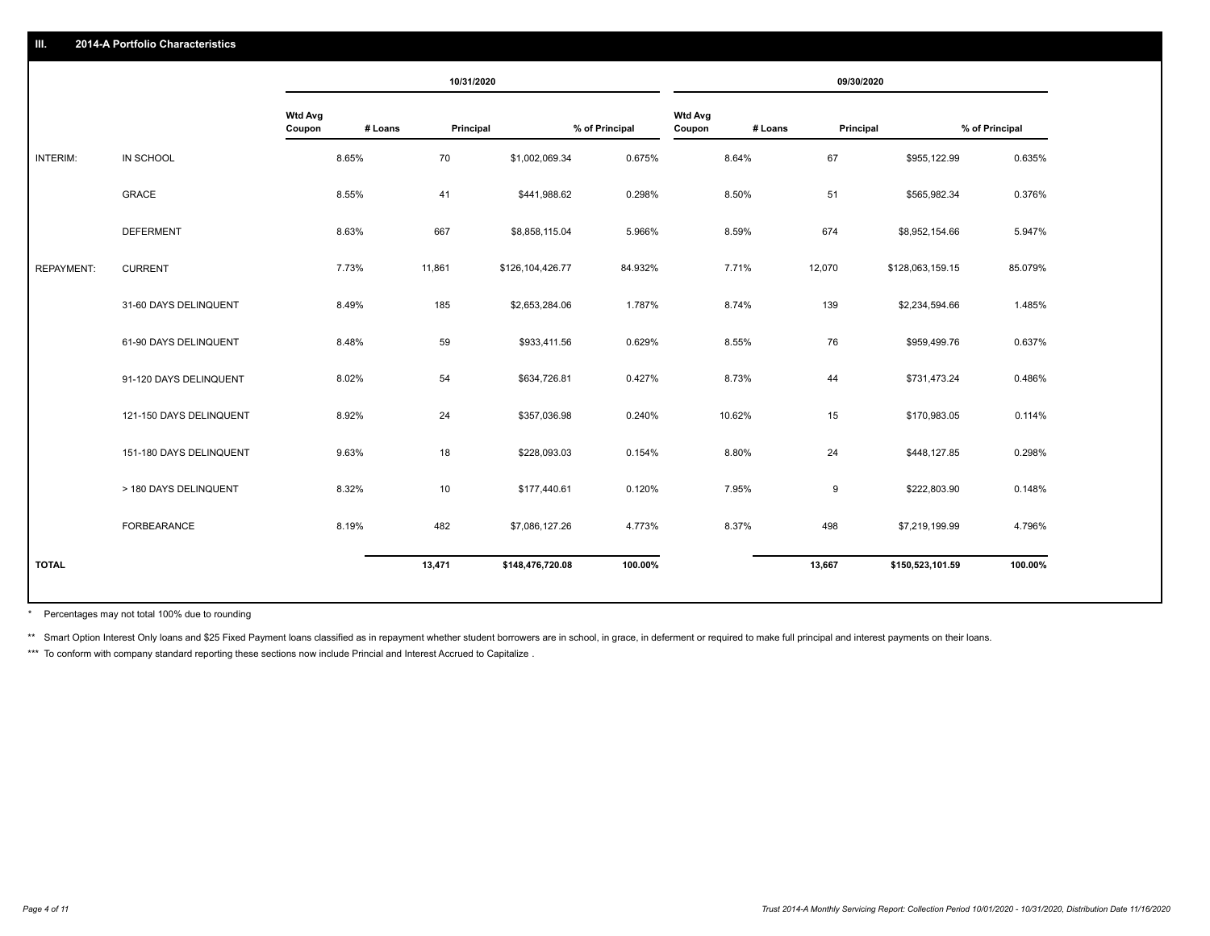## III. 2014-A Portfolio Characteristics

| | | 10/31/2020 | | | | 09/30/2020 | | | |
|---|---|---|---|---|---|---|---|---|---|
| | | Wtd Avg Coupon | # Loans | Principal | % of Principal | Wtd Avg Coupon | # Loans | Principal | % of Principal |
| INTERIM: | IN SCHOOL | 8.65% | 70 | $1,002,069.34 | 0.675% | 8.64% | 67 | $955,122.99 | 0.635% |
| | GRACE | 8.55% | 41 | $441,988.62 | 0.298% | 8.50% | 51 | $565,982.34 | 0.376% |
| | DEFERMENT | 8.63% | 667 | $8,858,115.04 | 5.966% | 8.59% | 674 | $8,952,154.66 | 5.947% |
| REPAYMENT: | CURRENT | 7.73% | 11,861 | $126,104,426.77 | 84.932% | 7.71% | 12,070 | $128,063,159.15 | 85.079% |
| | 31-60 DAYS DELINQUENT | 8.49% | 185 | $2,653,284.06 | 1.787% | 8.74% | 139 | $2,234,594.66 | 1.485% |
| | 61-90 DAYS DELINQUENT | 8.48% | 59 | $933,411.56 | 0.629% | 8.55% | 76 | $959,499.76 | 0.637% |
| | 91-120 DAYS DELINQUENT | 8.02% | 54 | $634,726.81 | 0.427% | 8.73% | 44 | $731,473.24 | 0.486% |
| | 121-150 DAYS DELINQUENT | 8.92% | 24 | $357,036.98 | 0.240% | 10.62% | 15 | $170,983.05 | 0.114% |
| | 151-180 DAYS DELINQUENT | 9.63% | 18 | $228,093.03 | 0.154% | 8.80% | 24 | $448,127.85 | 0.298% |
| | > 180 DAYS DELINQUENT | 8.32% | 10 | $177,440.61 | 0.120% | 7.95% | 9 | $222,803.90 | 0.148% |
| | FORBEARANCE | 8.19% | 482 | $7,086,127.26 | 4.773% | 8.37% | 498 | $7,219,199.99 | 4.796% |
| TOTAL | | | 13,471 | $148,476,720.08 | 100.00% | | 13,667 | $150,523,101.59 | 100.00% |

* Percentages may not total 100% due to rounding

** Smart Option Interest Only loans and $25 Fixed Payment loans classified as in repayment whether student borrowers are in school, in grace, in deferment or required to make full principal and interest payments on their loans.

*** To conform with company standard reporting these sections now include Princial and Interest Accrued to Capitalize .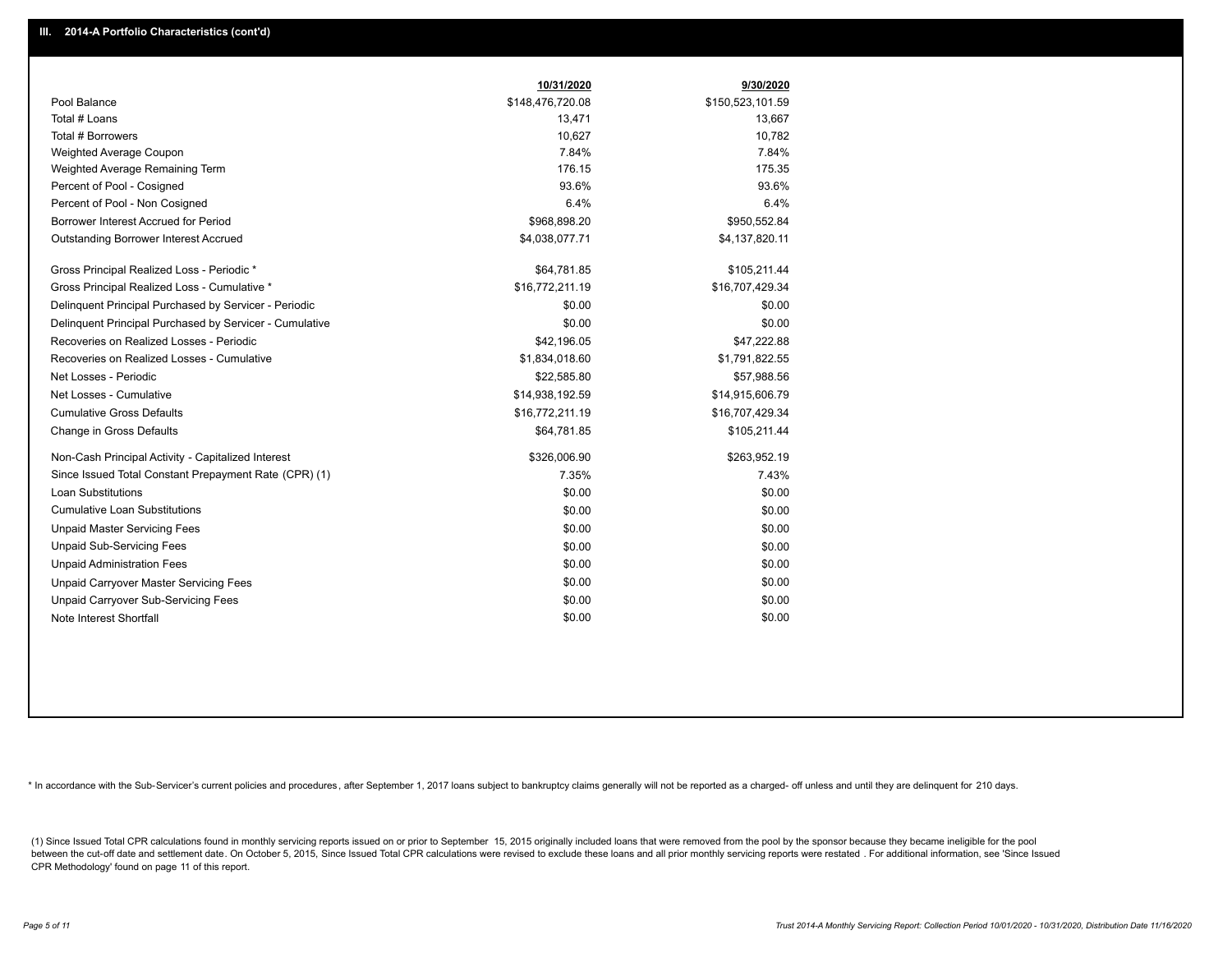## III. 2014-A Portfolio Characteristics (cont'd)

| | 10/31/2020 | 9/30/2020 |
|---|---|---|
| Pool Balance | $148,476,720.08 | $150,523,101.59 |
| Total # Loans | 13,471 | 13,667 |
| Total # Borrowers | 10,627 | 10,782 |
| Weighted Average Coupon | 7.84% | 7.84% |
| Weighted Average Remaining Term | 176.15 | 175.35 |
| Percent of Pool - Cosigned | 93.6% | 93.6% |
| Percent of Pool - Non Cosigned | 6.4% | 6.4% |
| Borrower Interest Accrued for Period | $968,898.20 | $950,552.84 |
| Outstanding Borrower Interest Accrued | $4,038,077.71 | $4,137,820.11 |
| Gross Principal Realized Loss - Periodic * | $64,781.85 | $105,211.44 |
| Gross Principal Realized Loss - Cumulative * | $16,772,211.19 | $16,707,429.34 |
| Delinquent Principal Purchased by Servicer - Periodic | $0.00 | $0.00 |
| Delinquent Principal Purchased by Servicer - Cumulative | $0.00 | $0.00 |
| Recoveries on Realized Losses - Periodic | $42,196.05 | $47,222.88 |
| Recoveries on Realized Losses - Cumulative | $1,834,018.60 | $1,791,822.55 |
| Net Losses - Periodic | $22,585.80 | $57,988.56 |
| Net Losses - Cumulative | $14,938,192.59 | $14,915,606.79 |
| Cumulative Gross Defaults | $16,772,211.19 | $16,707,429.34 |
| Change in Gross Defaults | $64,781.85 | $105,211.44 |
| Non-Cash Principal Activity - Capitalized Interest | $326,006.90 | $263,952.19 |
| Since Issued Total Constant Prepayment Rate (CPR) (1) | 7.35% | 7.43% |
| Loan Substitutions | $0.00 | $0.00 |
| Cumulative Loan Substitutions | $0.00 | $0.00 |
| Unpaid Master Servicing Fees | $0.00 | $0.00 |
| Unpaid Sub-Servicing Fees | $0.00 | $0.00 |
| Unpaid Administration Fees | $0.00 | $0.00 |
| Unpaid Carryover Master Servicing Fees | $0.00 | $0.00 |
| Unpaid Carryover Sub-Servicing Fees | $0.00 | $0.00 |
| Note Interest Shortfall | $0.00 | $0.00 |

* In accordance with the Sub-Servicer's current policies and procedures, after September 1, 2017 loans subject to bankruptcy claims generally will not be reported as a charged- off unless and until they are delinquent for 210 days.

(1) Since Issued Total CPR calculations found in monthly servicing reports issued on or prior to September 15, 2015 originally included loans that were removed from the pool by the sponsor because they became ineligible for the pool between the cut-off date and settlement date. On October 5, 2015, Since Issued Total CPR calculations were revised to exclude these loans and all prior monthly servicing reports were restated . For additional information, see 'Since Issued CPR Methodology' found on page 11 of this report.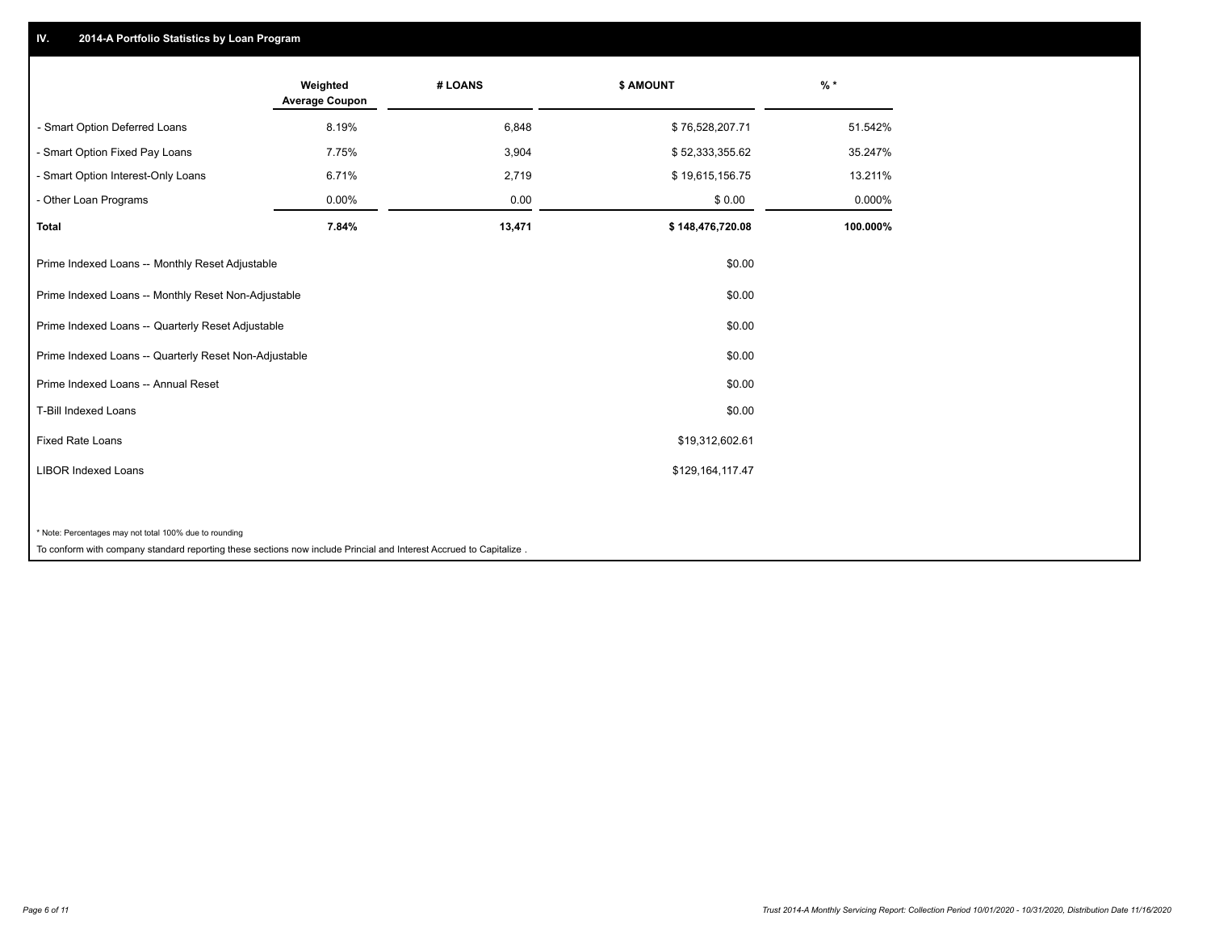## IV. 2014-A Portfolio Statistics by Loan Program

| | Weighted Average Coupon | # LOANS | $ AMOUNT | % * |
|---|---|---|---|---|
| - Smart Option Deferred Loans | 8.19% | 6,848 | $ 76,528,207.71 | 51.542% |
| - Smart Option Fixed Pay Loans | 7.75% | 3,904 | $ 52,333,355.62 | 35.247% |
| - Smart Option Interest-Only Loans | 6.71% | 2,719 | $ 19,615,156.75 | 13.211% |
| - Other Loan Programs | 0.00% | 0.00 | $ 0.00 | 0.000% |
| **Total** | **7.84%** | **13,471** | **$ 148,476,720.08** | **100.000%** |

| | $ AMOUNT |
|---|---|
| Prime Indexed Loans -- Monthly Reset Adjustable | $0.00 |
| Prime Indexed Loans -- Monthly Reset Non-Adjustable | $0.00 |
| Prime Indexed Loans -- Quarterly Reset Adjustable | $0.00 |
| Prime Indexed Loans -- Quarterly Reset Non-Adjustable | $0.00 |
| Prime Indexed Loans -- Annual Reset | $0.00 |
| T-Bill Indexed Loans | $0.00 |
| Fixed Rate Loans | $19,312,602.61 |
| LIBOR Indexed Loans | $129,164,117.47 |

* Note: Percentages may not total 100% due to rounding

To conform with company standard reporting these sections now include Princial and Interest Accrued to Capitalize .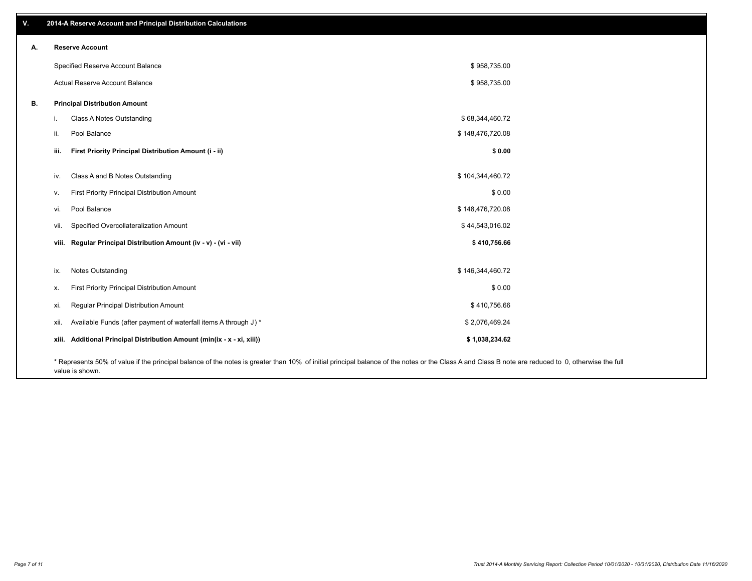## V. 2014-A Reserve Account and Principal Distribution Calculations

### A. Reserve Account

| | |
|---|---|
| Specified Reserve Account Balance | $ 958,735.00 |
| Actual Reserve Account Balance | $ 958,735.00 |

### B. Principal Distribution Amount

| | | |
|---|---|---|
| i. | Class A Notes Outstanding | $ 68,344,460.72 |
| ii. | Pool Balance | $ 148,476,720.08 |
| **iii.** | **First Priority Principal Distribution Amount (i - ii)** | **$ 0.00** |
| iv. | Class A and B Notes Outstanding | $ 104,344,460.72 |
| v. | First Priority Principal Distribution Amount | $ 0.00 |
| vi. | Pool Balance | $ 148,476,720.08 |
| vii. | Specified Overcollateralization Amount | $ 44,543,016.02 |
| **viii.** | **Regular Principal Distribution Amount (iv - v) - (vi - vii)** | **$ 410,756.66** |
| ix. | Notes Outstanding | $ 146,344,460.72 |
| x. | First Priority Principal Distribution Amount | $ 0.00 |
| xi. | Regular Principal Distribution Amount | $ 410,756.66 |
| xii. | Available Funds (after payment of waterfall items A through J) * | $ 2,076,469.24 |
| **xiii.** | **Additional Principal Distribution Amount (min(ix - x - xi, xiii))** | **$ 1,038,234.62** |

* Represents 50% of value if the principal balance of the notes is greater than 10% of initial principal balance of the notes or the Class A and Class B note are reduced to 0, otherwise the full value is shown.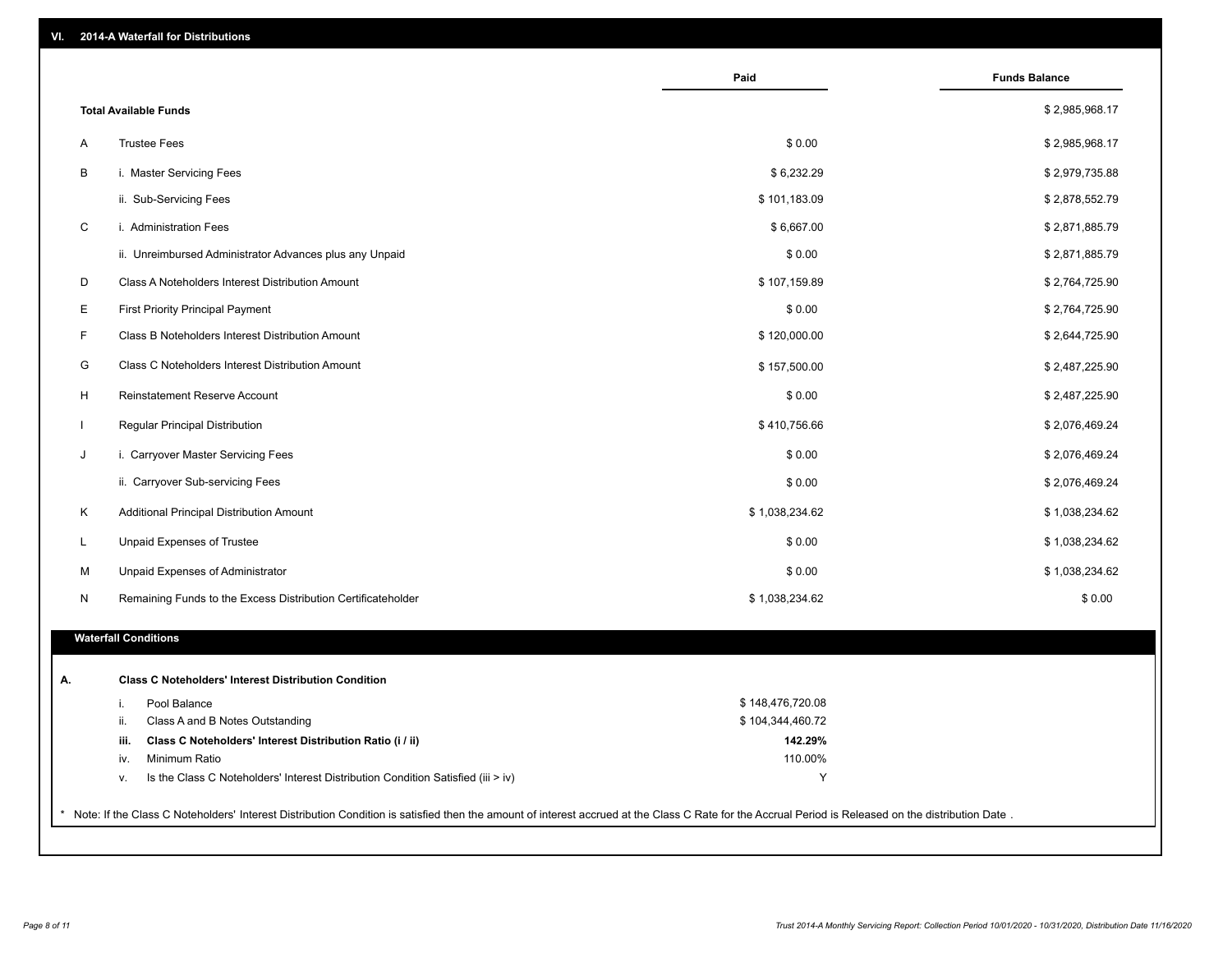## VI. 2014-A Waterfall for Distributions

| | | Paid | Funds Balance |
|---|---|---|---|
| | **Total Available Funds** | | $ 2,985,968.17 |
| A | Trustee Fees | $ 0.00 | $ 2,985,968.17 |
| B | i. Master Servicing Fees | $ 6,232.29 | $ 2,979,735.88 |
| | ii. Sub-Servicing Fees | $ 101,183.09 | $ 2,878,552.79 |
| C | i. Administration Fees | $ 6,667.00 | $ 2,871,885.79 |
| | ii. Unreimbursed Administrator Advances plus any Unpaid | $ 0.00 | $ 2,871,885.79 |
| D | Class A Noteholders Interest Distribution Amount | $ 107,159.89 | $ 2,764,725.90 |
| E | First Priority Principal Payment | $ 0.00 | $ 2,764,725.90 |
| F | Class B Noteholders Interest Distribution Amount | $ 120,000.00 | $ 2,644,725.90 |
| G | Class C Noteholders Interest Distribution Amount | $ 157,500.00 | $ 2,487,225.90 |
| H | Reinstatement Reserve Account | $ 0.00 | $ 2,487,225.90 |
| I | Regular Principal Distribution | $ 410,756.66 | $ 2,076,469.24 |
| J | i. Carryover Master Servicing Fees | $ 0.00 | $ 2,076,469.24 |
| | ii. Carryover Sub-servicing Fees | $ 0.00 | $ 2,076,469.24 |
| K | Additional Principal Distribution Amount | $ 1,038,234.62 | $ 1,038,234.62 |
| L | Unpaid Expenses of Trustee | $ 0.00 | $ 1,038,234.62 |
| M | Unpaid Expenses of Administrator | $ 0.00 | $ 1,038,234.62 |
| N | Remaining Funds to the Excess Distribution Certificateholder | $ 1,038,234.62 | $ 0.00 |

### Waterfall Conditions

| | | | |
|---|---|---|---|
| **A.** | | **Class C Noteholders' Interest Distribution Condition** | |
| | i. | Pool Balance | $ 148,476,720.08 |
| | ii. | Class A and B Notes Outstanding | $ 104,344,460.72 |
| | **iii.** | **Class C Noteholders' Interest Distribution Ratio (i / ii)** | **142.29%** |
| | iv. | Minimum Ratio | 110.00% |
| | v. | Is the Class C Noteholders' Interest Distribution Condition Satisfied (iii > iv) | Y |

* Note: If the Class C Noteholders' Interest Distribution Condition is satisfied then the amount of interest accrued at the Class C Rate for the Accrual Period is Released on the distribution Date .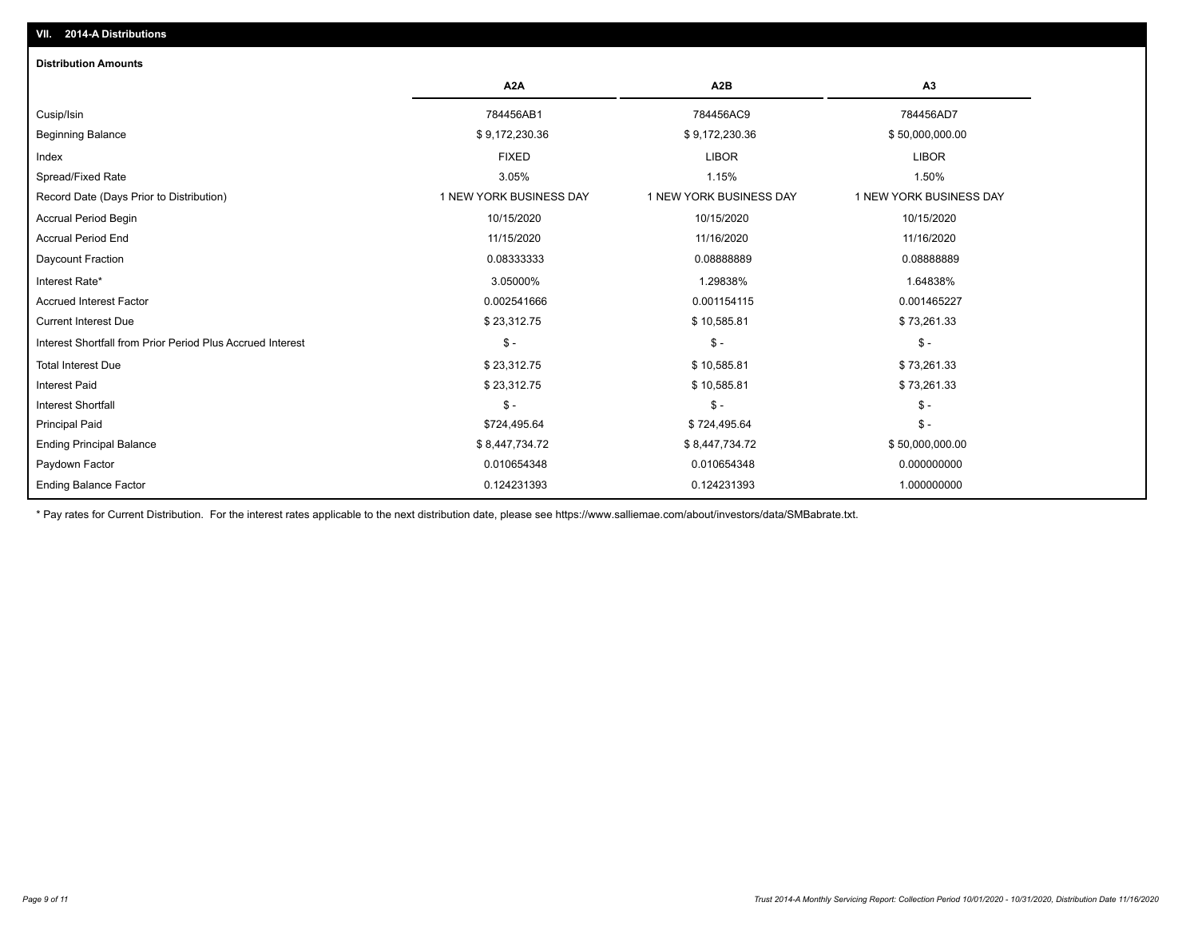## VII. 2014-A Distributions

### Distribution Amounts

| | A2A | A2B | A3 |
|---|---|---|---|
| Cusip/Isin | 784456AB1 | 784456AC9 | 784456AD7 |
| Beginning Balance | $ 9,172,230.36 | $ 9,172,230.36 | $ 50,000,000.00 |
| Index | FIXED | LIBOR | LIBOR |
| Spread/Fixed Rate | 3.05% | 1.15% | 1.50% |
| Record Date (Days Prior to Distribution) | 1 NEW YORK BUSINESS DAY | 1 NEW YORK BUSINESS DAY | 1 NEW YORK BUSINESS DAY |
| Accrual Period Begin | 10/15/2020 | 10/15/2020 | 10/15/2020 |
| Accrual Period End | 11/15/2020 | 11/16/2020 | 11/16/2020 |
| Daycount Fraction | 0.08333333 | 0.08888889 | 0.08888889 |
| Interest Rate* | 3.05000% | 1.29838% | 1.64838% |
| Accrued Interest Factor | 0.002541666 | 0.001154115 | 0.001465227 |
| Current Interest Due | $ 23,312.75 | $ 10,585.81 | $ 73,261.33 |
| Interest Shortfall from Prior Period Plus Accrued Interest | $ - | $ - | $ - |
| Total Interest Due | $ 23,312.75 | $ 10,585.81 | $ 73,261.33 |
| Interest Paid | $ 23,312.75 | $ 10,585.81 | $ 73,261.33 |
| Interest Shortfall | $ - | $ - | $ - |
| Principal Paid | $724,495.64 | $ 724,495.64 | $ - |
| Ending Principal Balance | $ 8,447,734.72 | $ 8,447,734.72 | $ 50,000,000.00 |
| Paydown Factor | 0.010654348 | 0.010654348 | 0.000000000 |
| Ending Balance Factor | 0.124231393 | 0.124231393 | 1.000000000 |

* Pay rates for Current Distribution. For the interest rates applicable to the next distribution date, please see https://www.salliemae.com/about/investors/data/SMBabrate.txt.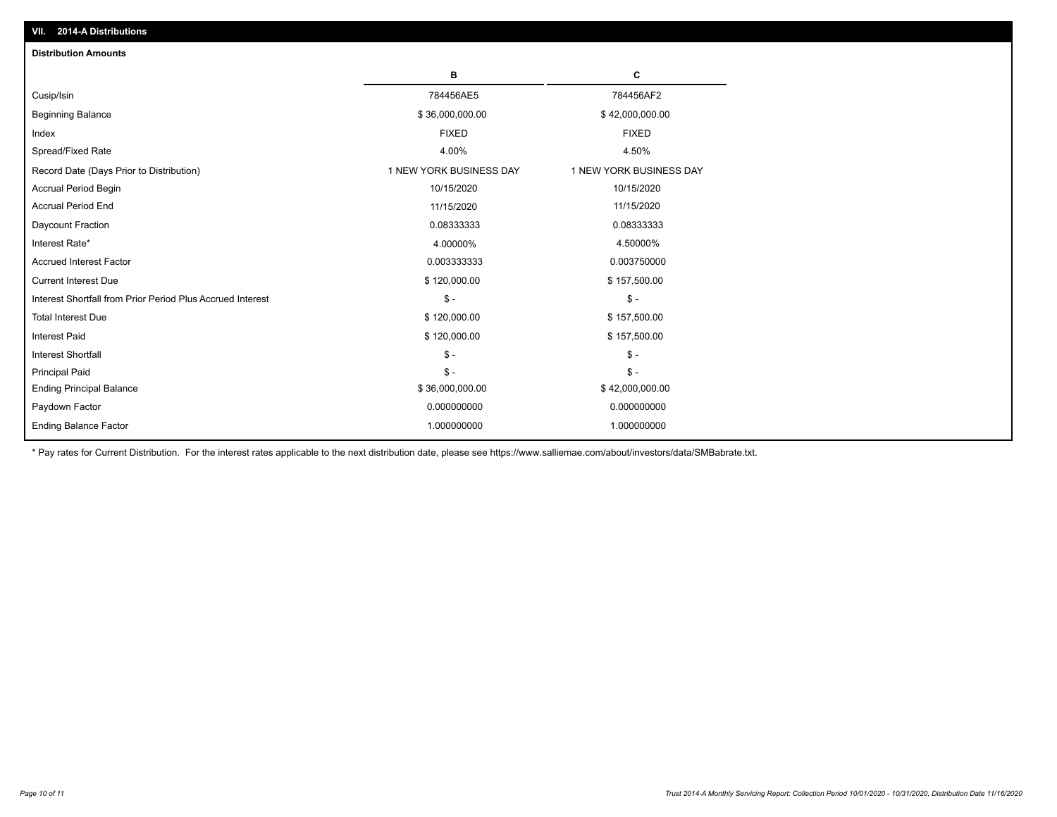## VII. 2014-A Distributions

### Distribution Amounts

| | B | C |
|---|---|---|
| Cusip/Isin | 784456AE5 | 784456AF2 |
| Beginning Balance | $ 36,000,000.00 | $ 42,000,000.00 |
| Index | FIXED | FIXED |
| Spread/Fixed Rate | 4.00% | 4.50% |
| Record Date (Days Prior to Distribution) | 1 NEW YORK BUSINESS DAY | 1 NEW YORK BUSINESS DAY |
| Accrual Period Begin | 10/15/2020 | 10/15/2020 |
| Accrual Period End | 11/15/2020 | 11/15/2020 |
| Daycount Fraction | 0.08333333 | 0.08333333 |
| Interest Rate* | 4.00000% | 4.50000% |
| Accrued Interest Factor | 0.003333333 | 0.003750000 |
| Current Interest Due | $ 120,000.00 | $ 157,500.00 |
| Interest Shortfall from Prior Period Plus Accrued Interest | $ - | $ - |
| Total Interest Due | $ 120,000.00 | $ 157,500.00 |
| Interest Paid | $ 120,000.00 | $ 157,500.00 |
| Interest Shortfall | $ - | $ - |
| Principal Paid | $ - | $ - |
| Ending Principal Balance | $ 36,000,000.00 | $ 42,000,000.00 |
| Paydown Factor | 0.000000000 | 0.000000000 |
| Ending Balance Factor | 1.000000000 | 1.000000000 |

* Pay rates for Current Distribution. For the interest rates applicable to the next distribution date, please see https://www.salliemae.com/about/investors/data/SMBabrate.txt.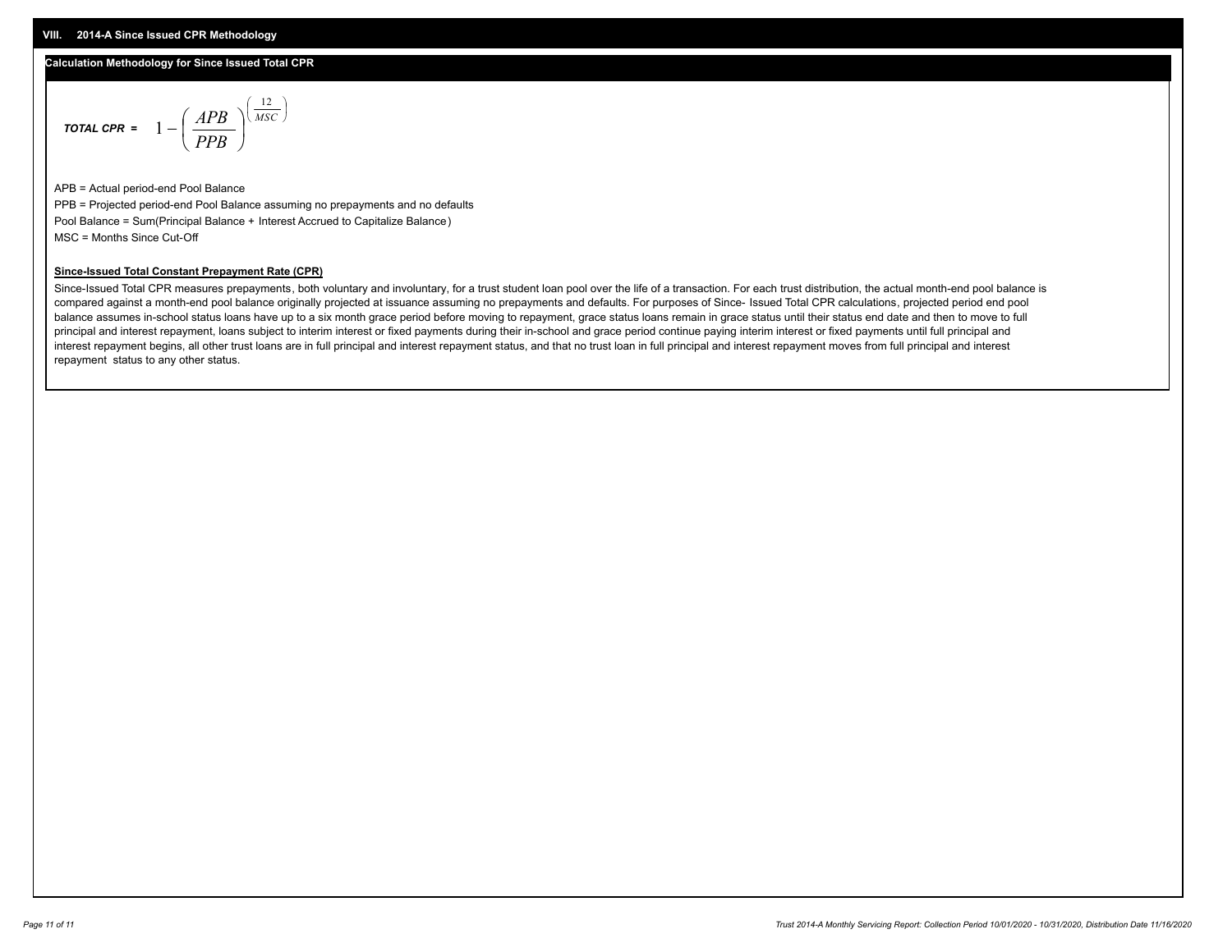## VIII. 2014-A Since Issued CPR Methodology

### Calculation Methodology for Since Issued Total CPR

$$\textbf{\textit{TOTAL CPR}} = 1 - \left(\frac{APB}{PPB}\right)^{\left(\frac{12}{MSC}\right)}$$

APB = Actual period-end Pool Balance

PPB = Projected period-end Pool Balance assuming no prepayments and no defaults

Pool Balance = Sum(Principal Balance + Interest Accrued to Capitalize Balance)

MSC = Months Since Cut-Off

**Since-Issued Total Constant Prepayment Rate (CPR)**

Since-Issued Total CPR measures prepayments, both voluntary and involuntary, for a trust student loan pool over the life of a transaction. For each trust distribution, the actual month-end pool balance is compared against a month-end pool balance originally projected at issuance assuming no prepayments and defaults. For purposes of Since- Issued Total CPR calculations, projected period end pool balance assumes in-school status loans have up to a six month grace period before moving to repayment, grace status loans remain in grace status until their status end date and then to move to full principal and interest repayment, loans subject to interim interest or fixed payments during their in-school and grace period continue paying interim interest or fixed payments until full principal and interest repayment begins, all other trust loans are in full principal and interest repayment status, and that no trust loan in full principal and interest repayment moves from full principal and interest repayment status to any other status.